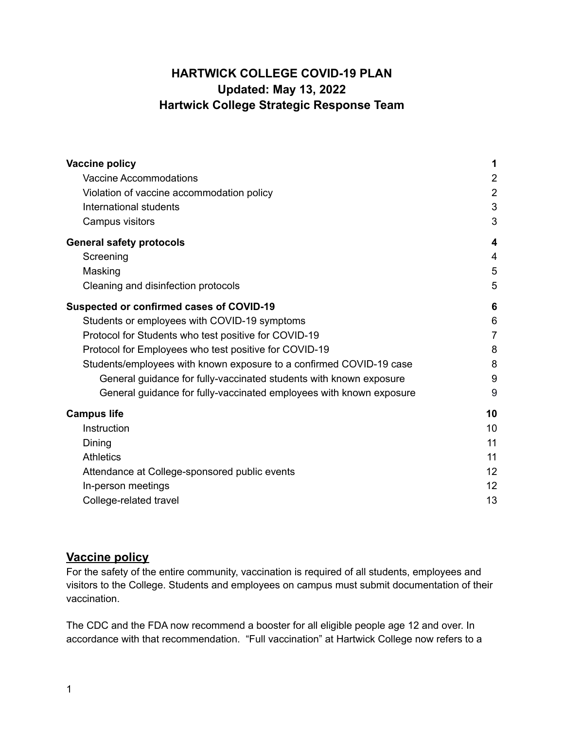# HARTWICK COLLEGE COVID-19 PLAN
**Updated: May 13, 2022**
**Hartwick College Strategic Response Team**

| | |
|---|---|
| **Vaccine policy** | **1** |
| Vaccine Accommodations | 2 |
| Violation of vaccine accommodation policy | 2 |
| International students | 3 |
| Campus visitors | 3 |
| **General safety protocols** | **4** |
| Screening | 4 |
| Masking | 5 |
| Cleaning and disinfection protocols | 5 |
| **Suspected or confirmed cases of COVID-19** | **6** |
| Students or employees with COVID-19 symptoms | 6 |
| Protocol for Students who test positive for COVID-19 | 7 |
| Protocol for Employees who test positive for COVID-19 | 8 |
| Students/employees with known exposure to a confirmed COVID-19 case | 8 |
| General guidance for fully-vaccinated students with known exposure | 9 |
| General guidance for fully-vaccinated employees with known exposure | 9 |
| **Campus life** | **10** |
| Instruction | 10 |
| Dining | 11 |
| Athletics | 11 |
| Attendance at College-sponsored public events | 12 |
| In-person meetings | 12 |
| College-related travel | 13 |

## Vaccine policy

For the safety of the entire community, vaccination is required of all students, employees and visitors to the College. Students and employees on campus must submit documentation of their vaccination.

The CDC and the FDA now recommend a booster for all eligible people age 12 and over. In accordance with that recommendation. "Full vaccination" at Hartwick College now refers to a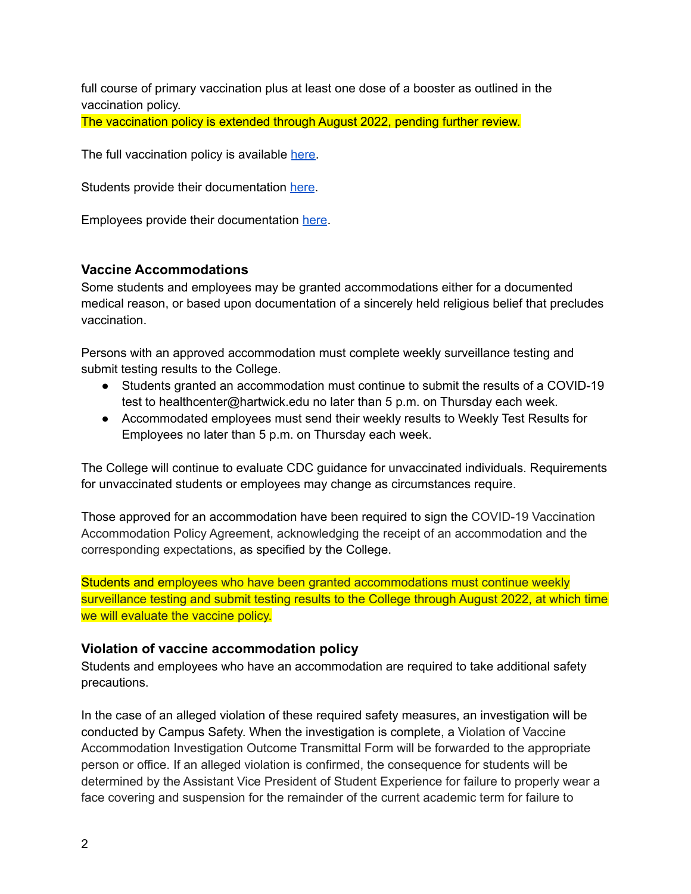full course of primary vaccination plus at least one dose of a booster as outlined in the vaccination policy.
The vaccination policy is extended through August 2022, pending further review.

The full vaccination policy is available here.

Students provide their documentation here.

Employees provide their documentation here.

### Vaccine Accommodations

Some students and employees may be granted accommodations either for a documented medical reason, or based upon documentation of a sincerely held religious belief that precludes vaccination.

Persons with an approved accommodation must complete weekly surveillance testing and submit testing results to the College.

- Students granted an accommodation must continue to submit the results of a COVID-19 test to healthcenter@hartwick.edu no later than 5 p.m. on Thursday each week.
- Accommodated employees must send their weekly results to Weekly Test Results for Employees no later than 5 p.m. on Thursday each week.

The College will continue to evaluate CDC guidance for unvaccinated individuals. Requirements for unvaccinated students or employees may change as circumstances require.

Those approved for an accommodation have been required to sign the COVID-19 Vaccination Accommodation Policy Agreement, acknowledging the receipt of an accommodation and the corresponding expectations, as specified by the College.

Students and employees who have been granted accommodations must continue weekly surveillance testing and submit testing results to the College through August 2022, at which time we will evaluate the vaccine policy.

### Violation of vaccine accommodation policy

Students and employees who have an accommodation are required to take additional safety precautions.

In the case of an alleged violation of these required safety measures, an investigation will be conducted by Campus Safety. When the investigation is complete, a Violation of Vaccine Accommodation Investigation Outcome Transmittal Form will be forwarded to the appropriate person or office. If an alleged violation is confirmed, the consequence for students will be determined by the Assistant Vice President of Student Experience for failure to properly wear a face covering and suspension for the remainder of the current academic term for failure to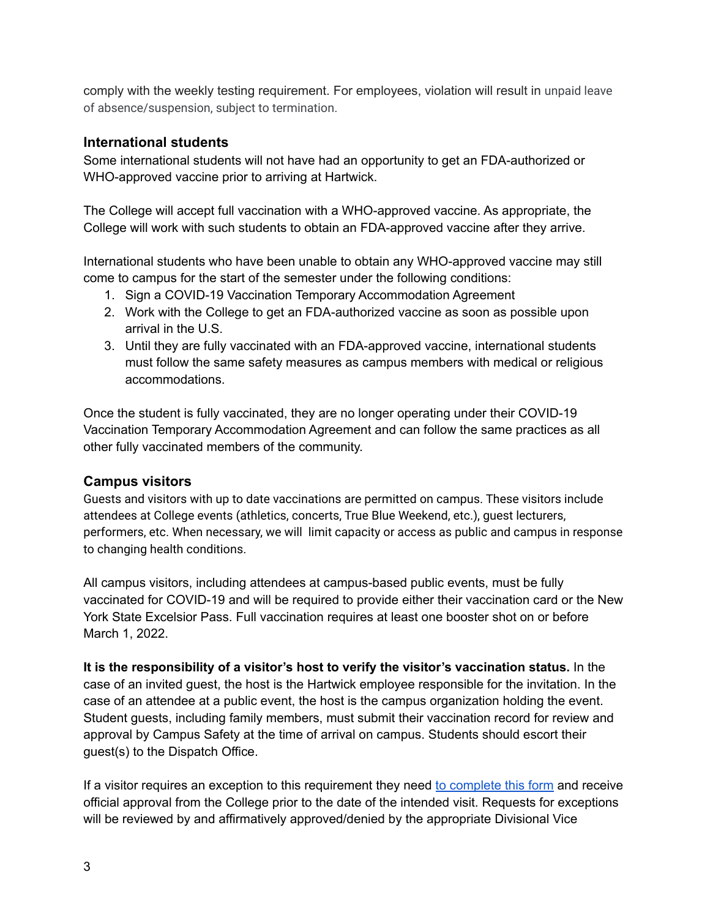comply with the weekly testing requirement. For employees, violation will result in unpaid leave of absence/suspension, subject to termination.

### International students

Some international students will not have had an opportunity to get an FDA-authorized or WHO-approved vaccine prior to arriving at Hartwick.

The College will accept full vaccination with a WHO-approved vaccine. As appropriate, the College will work with such students to obtain an FDA-approved vaccine after they arrive.

International students who have been unable to obtain any WHO-approved vaccine may still come to campus for the start of the semester under the following conditions:

1. Sign a COVID-19 Vaccination Temporary Accommodation Agreement
2. Work with the College to get an FDA-authorized vaccine as soon as possible upon arrival in the U.S.
3. Until they are fully vaccinated with an FDA-approved vaccine, international students must follow the same safety measures as campus members with medical or religious accommodations.

Once the student is fully vaccinated, they are no longer operating under their COVID-19 Vaccination Temporary Accommodation Agreement and can follow the same practices as all other fully vaccinated members of the community.

### Campus visitors

Guests and visitors with up to date vaccinations are permitted on campus. These visitors include attendees at College events (athletics, concerts, True Blue Weekend, etc.), guest lecturers, performers, etc. When necessary, we will limit capacity or access as public and campus in response to changing health conditions.

All campus visitors, including attendees at campus-based public events, must be fully vaccinated for COVID-19 and will be required to provide either their vaccination card or the New York State Excelsior Pass. Full vaccination requires at least one booster shot on or before March 1, 2022.

**It is the responsibility of a visitor's host to verify the visitor's vaccination status.** In the case of an invited guest, the host is the Hartwick employee responsible for the invitation. In the case of an attendee at a public event, the host is the campus organization holding the event. Student guests, including family members, must submit their vaccination record for review and approval by Campus Safety at the time of arrival on campus. Students should escort their guest(s) to the Dispatch Office.

If a visitor requires an exception to this requirement they need to complete this form and receive official approval from the College prior to the date of the intended visit. Requests for exceptions will be reviewed by and affirmatively approved/denied by the appropriate Divisional Vice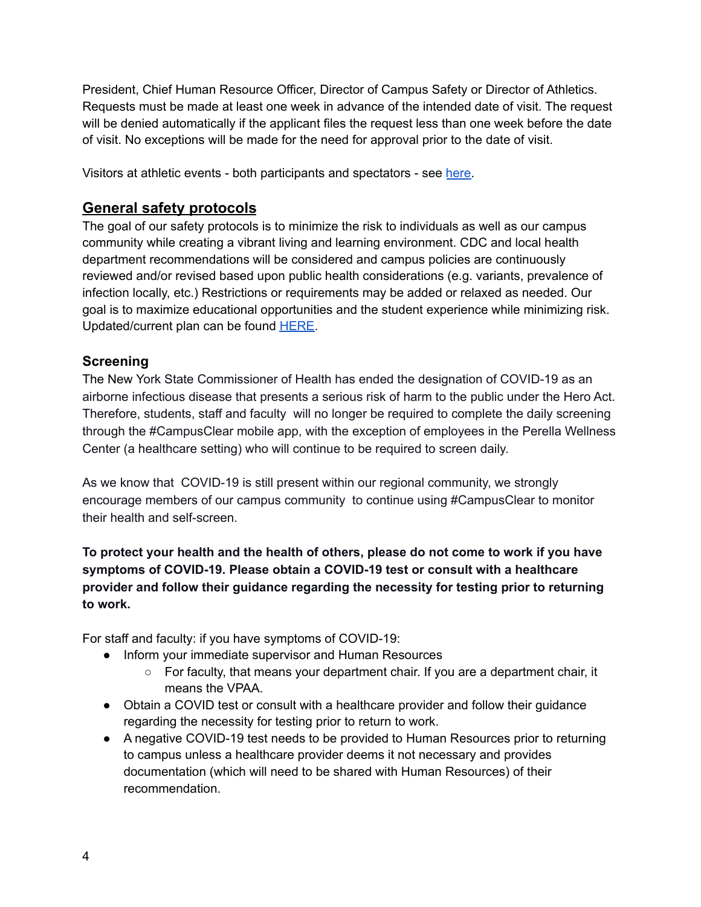President, Chief Human Resource Officer, Director of Campus Safety or Director of Athletics. Requests must be made at least one week in advance of the intended date of visit. The request will be denied automatically if the applicant files the request less than one week before the date of visit. No exceptions will be made for the need for approval prior to the date of visit.

Visitors at athletic events - both participants and spectators - see here.

## General safety protocols

The goal of our safety protocols is to minimize the risk to individuals as well as our campus community while creating a vibrant living and learning environment. CDC and local health department recommendations will be considered and campus policies are continuously reviewed and/or revised based upon public health considerations (e.g. variants, prevalence of infection locally, etc.) Restrictions or requirements may be added or relaxed as needed. Our goal is to maximize educational opportunities and the student experience while minimizing risk. Updated/current plan can be found HERE.

### Screening

The New York State Commissioner of Health has ended the designation of COVID-19 as an airborne infectious disease that presents a serious risk of harm to the public under the Hero Act. Therefore, students, staff and faculty will no longer be required to complete the daily screening through the #CampusClear mobile app, with the exception of employees in the Perella Wellness Center (a healthcare setting) who will continue to be required to screen daily.

As we know that COVID-19 is still present within our regional community, we strongly encourage members of our campus community to continue using #CampusClear to monitor their health and self-screen.

**To protect your health and the health of others, please do not come to work if you have symptoms of COVID-19. Please obtain a COVID-19 test or consult with a healthcare provider and follow their guidance regarding the necessity for testing prior to returning to work.**

For staff and faculty: if you have symptoms of COVID-19:

- Inform your immediate supervisor and Human Resources
    - For faculty, that means your department chair. If you are a department chair, it means the VPAA.
- Obtain a COVID test or consult with a healthcare provider and follow their guidance regarding the necessity for testing prior to return to work.
- A negative COVID-19 test needs to be provided to Human Resources prior to returning to campus unless a healthcare provider deems it not necessary and provides documentation (which will need to be shared with Human Resources) of their recommendation.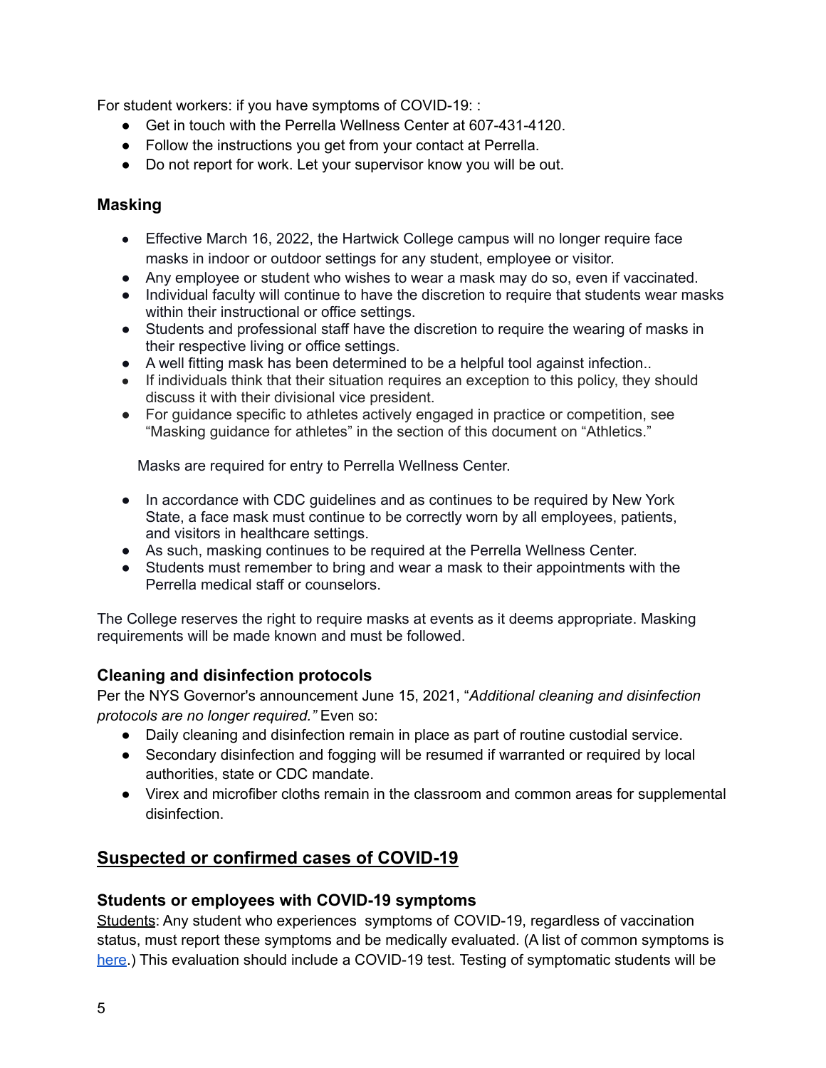For student workers: if you have symptoms of COVID-19: :

- Get in touch with the Perrella Wellness Center at 607-431-4120.
- Follow the instructions you get from your contact at Perrella.
- Do not report for work. Let your supervisor know you will be out.

### Masking

- Effective March 16, 2022, the Hartwick College campus will no longer require face masks in indoor or outdoor settings for any student, employee or visitor.
- Any employee or student who wishes to wear a mask may do so, even if vaccinated.
- Individual faculty will continue to have the discretion to require that students wear masks within their instructional or office settings.
- Students and professional staff have the discretion to require the wearing of masks in their respective living or office settings.
- A well fitting mask has been determined to be a helpful tool against infection..
- If individuals think that their situation requires an exception to this policy, they should discuss it with their divisional vice president.
- For guidance specific to athletes actively engaged in practice or competition, see "Masking guidance for athletes" in the section of this document on "Athletics."

Masks are required for entry to Perrella Wellness Center.

- In accordance with CDC guidelines and as continues to be required by New York State, a face mask must continue to be correctly worn by all employees, patients, and visitors in healthcare settings.
- As such, masking continues to be required at the Perrella Wellness Center.
- Students must remember to bring and wear a mask to their appointments with the Perrella medical staff or counselors.

The College reserves the right to require masks at events as it deems appropriate. Masking requirements will be made known and must be followed.

### Cleaning and disinfection protocols

Per the NYS Governor's announcement June 15, 2021, "*Additional cleaning and disinfection protocols are no longer required."* Even so:

- Daily cleaning and disinfection remain in place as part of routine custodial service.
- Secondary disinfection and fogging will be resumed if warranted or required by local authorities, state or CDC mandate.
- Virex and microfiber cloths remain in the classroom and common areas for supplemental disinfection.

## Suspected or confirmed cases of COVID-19

### Students or employees with COVID-19 symptoms

Students: Any student who experiences symptoms of COVID-19, regardless of vaccination status, must report these symptoms and be medically evaluated. (A list of common symptoms is here.) This evaluation should include a COVID-19 test. Testing of symptomatic students will be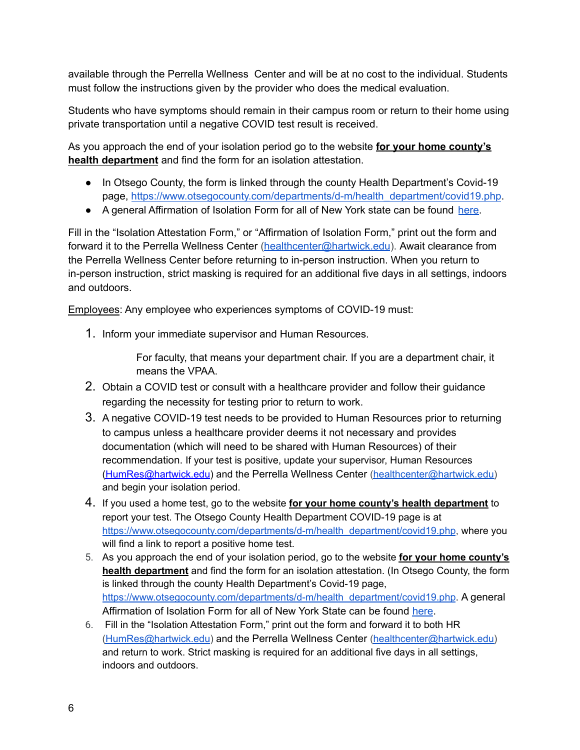available through the Perrella Wellness Center and will be at no cost to the individual. Students must follow the instructions given by the provider who does the medical evaluation.

Students who have symptoms should remain in their campus room or return to their home using private transportation until a negative COVID test result is received.

As you approach the end of your isolation period go to the website **for your home county's health department** and find the form for an isolation attestation.

- In Otsego County, the form is linked through the county Health Department's Covid-19 page, [https://www.otsegocounty.com/departments/d-m/health_department/covid19.php](https://www.otsegocounty.com/departments/d-m/health_department/covid19.php).
- A general Affirmation of Isolation Form for all of New York state can be found [here](#).

Fill in the "Isolation Attestation Form," or "Affirmation of Isolation Form," print out the form and forward it to the Perrella Wellness Center ([healthcenter@hartwick.edu](mailto:healthcenter@hartwick.edu)). Await clearance from the Perrella Wellness Center before returning to in-person instruction. When you return to in-person instruction, strict masking is required for an additional five days in all settings, indoors and outdoors.

Employees: Any employee who experiences symptoms of COVID-19 must:

1. Inform your immediate supervisor and Human Resources.

   For faculty, that means your department chair. If you are a department chair, it means the VPAA.

2. Obtain a COVID test or consult with a healthcare provider and follow their guidance regarding the necessity for testing prior to return to work.
3. A negative COVID-19 test needs to be provided to Human Resources prior to returning to campus unless a healthcare provider deems it not necessary and provides documentation (which will need to be shared with Human Resources) of their recommendation. If your test is positive, update your supervisor, Human Resources ([HumRes@hartwick.edu](mailto:HumRes@hartwick.edu)) and the Perrella Wellness Center ([healthcenter@hartwick.edu](mailto:healthcenter@hartwick.edu)) and begin your isolation period.
4. If you used a home test, go to the website **for your home county's health department** to report your test. The Otsego County Health Department COVID-19 page is at [https://www.otsegocounty.com/departments/d-m/health_department/covid19.php](https://www.otsegocounty.com/departments/d-m/health_department/covid19.php), where you will find a link to report a positive home test.
5. As you approach the end of your isolation period, go to the website **for your home county's health department** and find the form for an isolation attestation. (In Otsego County, the form is linked through the county Health Department's Covid-19 page, [https://www.otsegocounty.com/departments/d-m/health_department/covid19.php](https://www.otsegocounty.com/departments/d-m/health_department/covid19.php). A general Affirmation of Isolation Form for all of New York State can be found [here](#).
6. Fill in the "Isolation Attestation Form," print out the form and forward it to both HR ([HumRes@hartwick.edu](mailto:HumRes@hartwick.edu)) and the Perrella Wellness Center ([healthcenter@hartwick.edu](mailto:healthcenter@hartwick.edu)) and return to work. Strict masking is required for an additional five days in all settings, indoors and outdoors.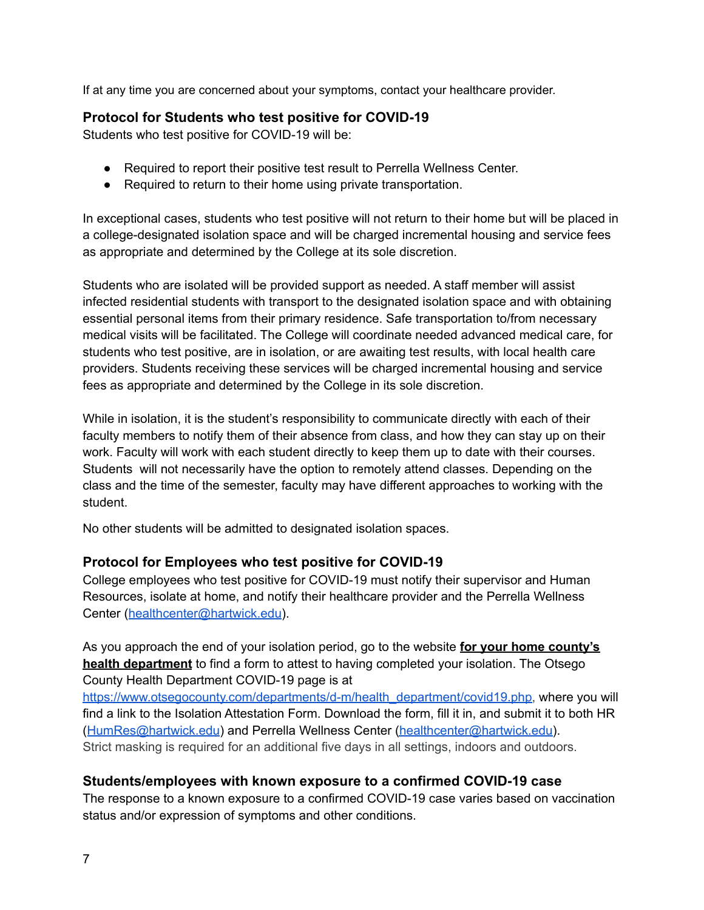If at any time you are concerned about your symptoms, contact your healthcare provider.

### Protocol for Students who test positive for COVID-19

Students who test positive for COVID-19 will be:

- Required to report their positive test result to Perrella Wellness Center.
- Required to return to their home using private transportation.

In exceptional cases, students who test positive will not return to their home but will be placed in a college-designated isolation space and will be charged incremental housing and service fees as appropriate and determined by the College at its sole discretion.

Students who are isolated will be provided support as needed. A staff member will assist infected residential students with transport to the designated isolation space and with obtaining essential personal items from their primary residence. Safe transportation to/from necessary medical visits will be facilitated. The College will coordinate needed advanced medical care, for students who test positive, are in isolation, or are awaiting test results, with local health care providers. Students receiving these services will be charged incremental housing and service fees as appropriate and determined by the College in its sole discretion.

While in isolation, it is the student's responsibility to communicate directly with each of their faculty members to notify them of their absence from class, and how they can stay up on their work. Faculty will work with each student directly to keep them up to date with their courses. Students will not necessarily have the option to remotely attend classes. Depending on the class and the time of the semester, faculty may have different approaches to working with the student.

No other students will be admitted to designated isolation spaces.

### Protocol for Employees who test positive for COVID-19

College employees who test positive for COVID-19 must notify their supervisor and Human Resources, isolate at home, and notify their healthcare provider and the Perrella Wellness Center (healthcenter@hartwick.edu).

As you approach the end of your isolation period, go to the website **for your home county's health department** to find a form to attest to having completed your isolation. The Otsego County Health Department COVID-19 page is at https://www.otsegocounty.com/departments/d-m/health_department/covid19.php, where you will find a link to the Isolation Attestation Form. Download the form, fill it in, and submit it to both HR (HumRes@hartwick.edu) and Perrella Wellness Center (healthcenter@hartwick.edu). Strict masking is required for an additional five days in all settings, indoors and outdoors.

### Students/employees with known exposure to a confirmed COVID-19 case

The response to a known exposure to a confirmed COVID-19 case varies based on vaccination status and/or expression of symptoms and other conditions.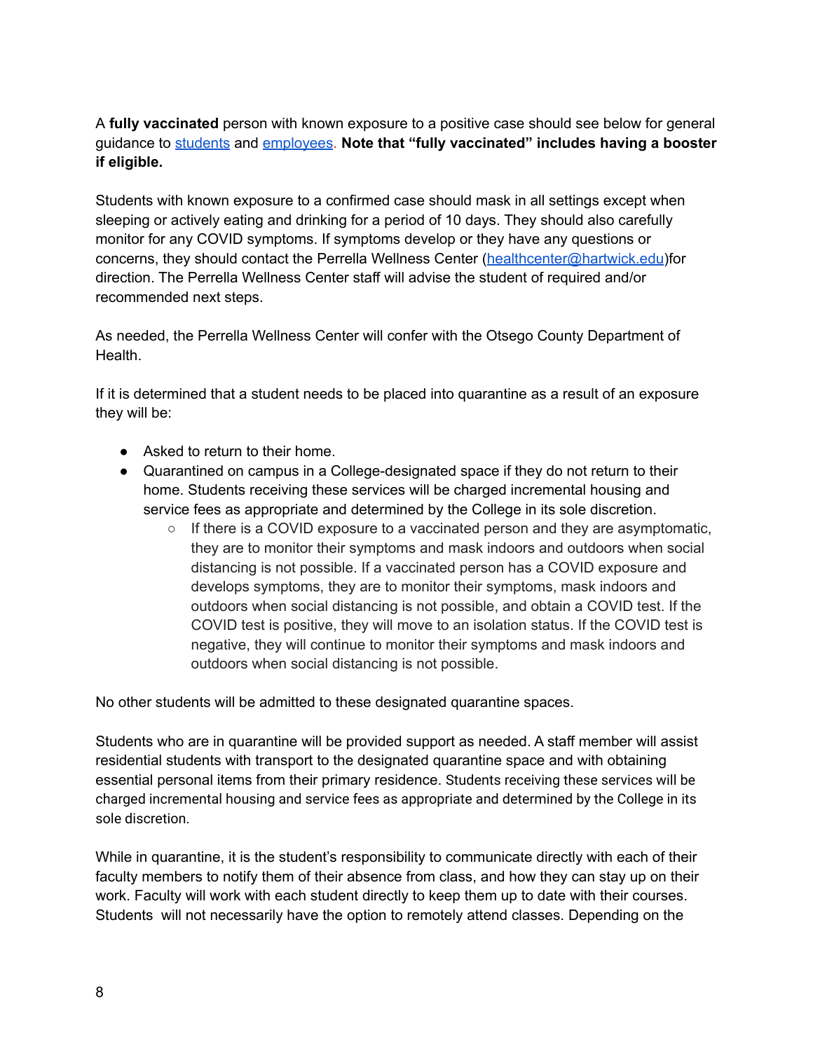A **fully vaccinated** person with known exposure to a positive case should see below for general guidance to [students](#) and [employees](#). **Note that "fully vaccinated" includes having a booster if eligible.**

Students with known exposure to a confirmed case should mask in all settings except when sleeping or actively eating and drinking for a period of 10 days. They should also carefully monitor for any COVID symptoms. If symptoms develop or they have any questions or concerns, they should contact the Perrella Wellness Center (healthcenter@hartwick.edu)for direction. The Perrella Wellness Center staff will advise the student of required and/or recommended next steps.

As needed, the Perrella Wellness Center will confer with the Otsego County Department of Health.

If it is determined that a student needs to be placed into quarantine as a result of an exposure they will be:

- Asked to return to their home.
- Quarantined on campus in a College-designated space if they do not return to their home. Students receiving these services will be charged incremental housing and service fees as appropriate and determined by the College in its sole discretion.
    - If there is a COVID exposure to a vaccinated person and they are asymptomatic, they are to monitor their symptoms and mask indoors and outdoors when social distancing is not possible. If a vaccinated person has a COVID exposure and develops symptoms, they are to monitor their symptoms, mask indoors and outdoors when social distancing is not possible, and obtain a COVID test. If the COVID test is positive, they will move to an isolation status. If the COVID test is negative, they will continue to monitor their symptoms and mask indoors and outdoors when social distancing is not possible.

No other students will be admitted to these designated quarantine spaces.

Students who are in quarantine will be provided support as needed. A staff member will assist residential students with transport to the designated quarantine space and with obtaining essential personal items from their primary residence. Students receiving these services will be charged incremental housing and service fees as appropriate and determined by the College in its sole discretion.

While in quarantine, it is the student's responsibility to communicate directly with each of their faculty members to notify them of their absence from class, and how they can stay up on their work. Faculty will work with each student directly to keep them up to date with their courses. Students will not necessarily have the option to remotely attend classes. Depending on the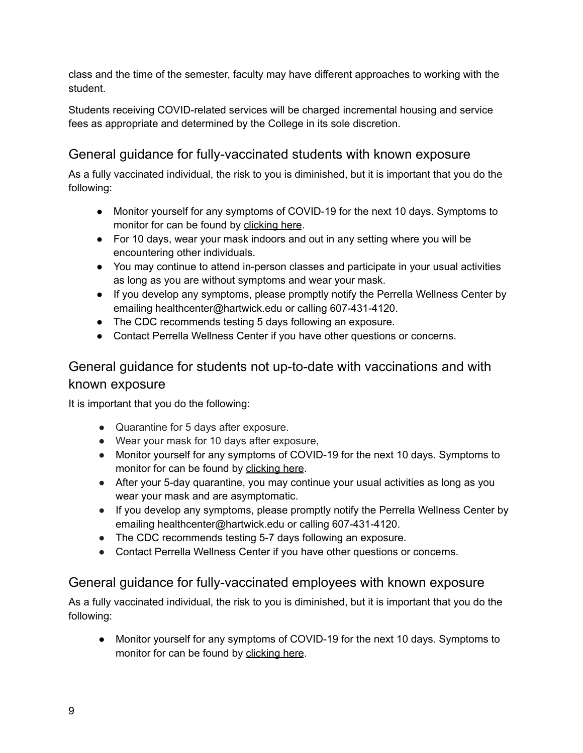class and the time of the semester, faculty may have different approaches to working with the student.

Students receiving COVID-related services will be charged incremental housing and service fees as appropriate and determined by the College in its sole discretion.

## General guidance for fully-vaccinated students with known exposure

As a fully vaccinated individual, the risk to you is diminished, but it is important that you do the following:

- Monitor yourself for any symptoms of COVID-19 for the next 10 days. Symptoms to monitor for can be found by clicking here.
- For 10 days, wear your mask indoors and out in any setting where you will be encountering other individuals.
- You may continue to attend in-person classes and participate in your usual activities as long as you are without symptoms and wear your mask.
- If you develop any symptoms, please promptly notify the Perrella Wellness Center by emailing healthcenter@hartwick.edu or calling 607-431-4120.
- The CDC recommends testing 5 days following an exposure.
- Contact Perrella Wellness Center if you have other questions or concerns.

## General guidance for students not up-to-date with vaccinations and with known exposure

It is important that you do the following:

- Quarantine for 5 days after exposure.
- Wear your mask for 10 days after exposure,
- Monitor yourself for any symptoms of COVID-19 for the next 10 days. Symptoms to monitor for can be found by clicking here.
- After your 5-day quarantine, you may continue your usual activities as long as you wear your mask and are asymptomatic.
- If you develop any symptoms, please promptly notify the Perrella Wellness Center by emailing healthcenter@hartwick.edu or calling 607-431-4120.
- The CDC recommends testing 5-7 days following an exposure.
- Contact Perrella Wellness Center if you have other questions or concerns.

## General guidance for fully-vaccinated employees with known exposure

As a fully vaccinated individual, the risk to you is diminished, but it is important that you do the following:

- Monitor yourself for any symptoms of COVID-19 for the next 10 days. Symptoms to monitor for can be found by clicking here.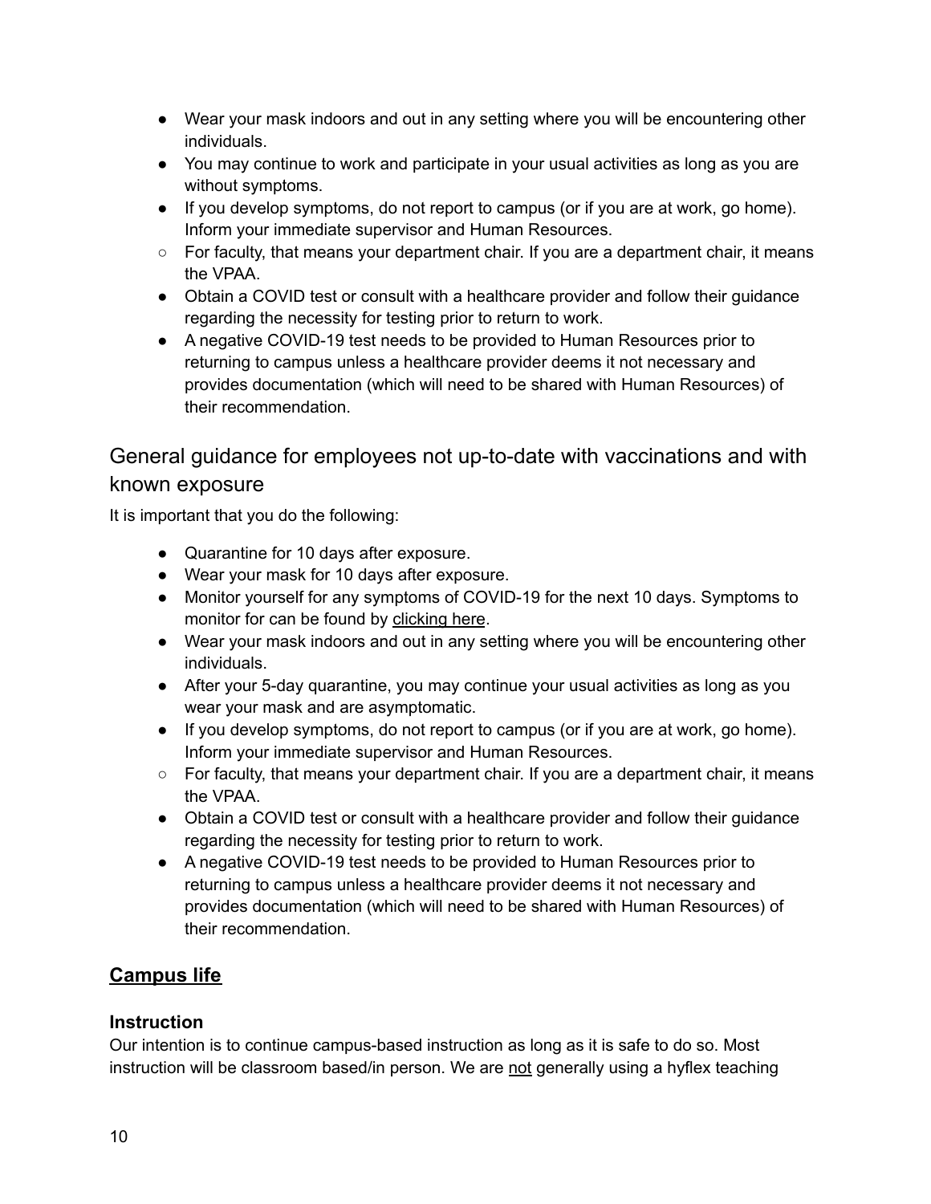- Wear your mask indoors and out in any setting where you will be encountering other individuals.
- You may continue to work and participate in your usual activities as long as you are without symptoms.
- If you develop symptoms, do not report to campus (or if you are at work, go home). Inform your immediate supervisor and Human Resources.
  - For faculty, that means your department chair. If you are a department chair, it means the VPAA.
- Obtain a COVID test or consult with a healthcare provider and follow their guidance regarding the necessity for testing prior to return to work.
- A negative COVID-19 test needs to be provided to Human Resources prior to returning to campus unless a healthcare provider deems it not necessary and provides documentation (which will need to be shared with Human Resources) of their recommendation.

## General guidance for employees not up-to-date with vaccinations and with known exposure

It is important that you do the following:

- Quarantine for 10 days after exposure.
- Wear your mask for 10 days after exposure.
- Monitor yourself for any symptoms of COVID-19 for the next 10 days. Symptoms to monitor for can be found by clicking here.
- Wear your mask indoors and out in any setting where you will be encountering other individuals.
- After your 5-day quarantine, you may continue your usual activities as long as you wear your mask and are asymptomatic.
- If you develop symptoms, do not report to campus (or if you are at work, go home). Inform your immediate supervisor and Human Resources.
  - For faculty, that means your department chair. If you are a department chair, it means the VPAA.
- Obtain a COVID test or consult with a healthcare provider and follow their guidance regarding the necessity for testing prior to return to work.
- A negative COVID-19 test needs to be provided to Human Resources prior to returning to campus unless a healthcare provider deems it not necessary and provides documentation (which will need to be shared with Human Resources) of their recommendation.

## Campus life

### Instruction

Our intention is to continue campus-based instruction as long as it is safe to do so. Most instruction will be classroom based/in person. We are not generally using a hyflex teaching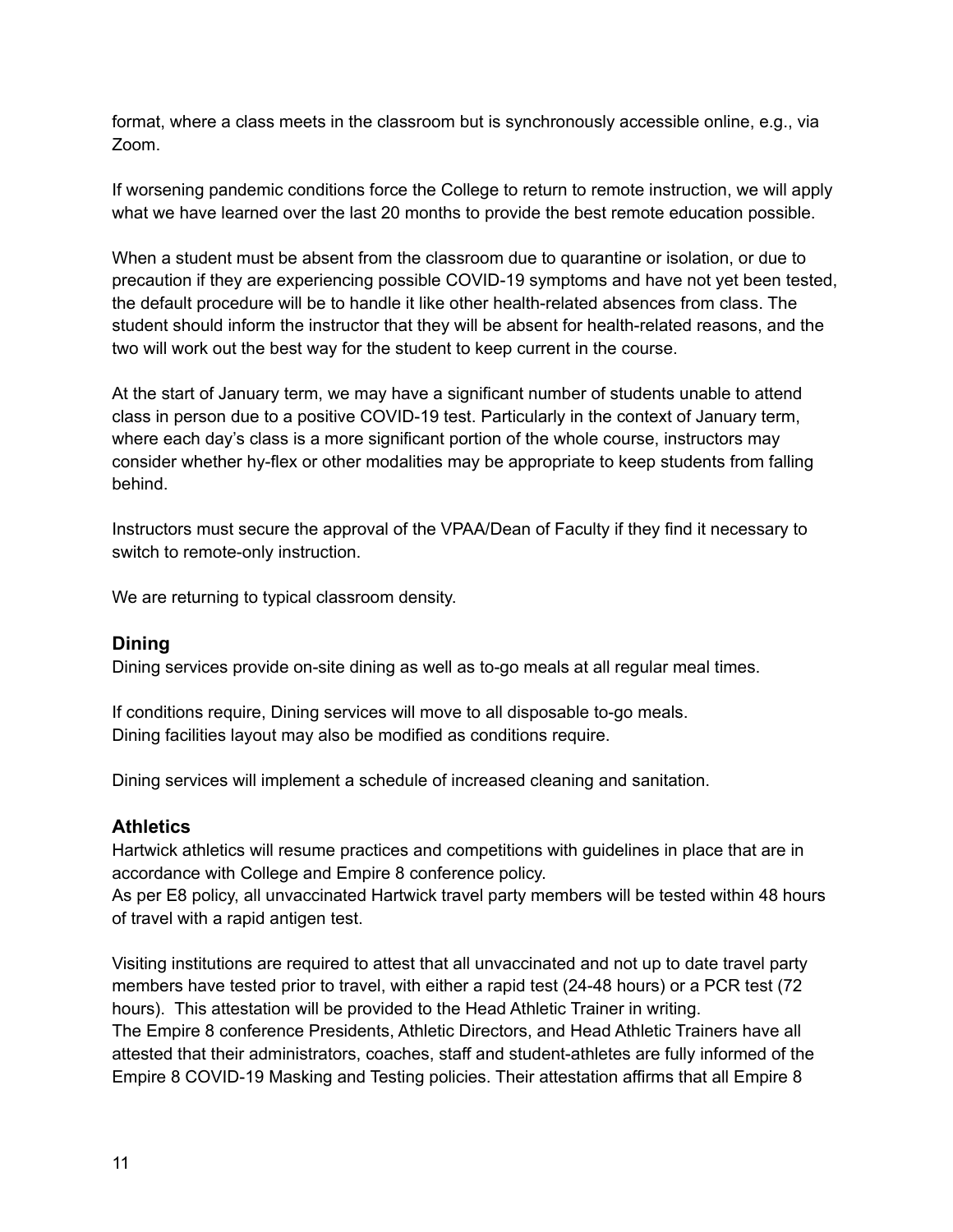format, where a class meets in the classroom but is synchronously accessible online, e.g., via Zoom.

If worsening pandemic conditions force the College to return to remote instruction, we will apply what we have learned over the last 20 months to provide the best remote education possible.

When a student must be absent from the classroom due to quarantine or isolation, or due to precaution if they are experiencing possible COVID-19 symptoms and have not yet been tested, the default procedure will be to handle it like other health-related absences from class. The student should inform the instructor that they will be absent for health-related reasons, and the two will work out the best way for the student to keep current in the course.

At the start of January term, we may have a significant number of students unable to attend class in person due to a positive COVID-19 test. Particularly in the context of January term, where each day's class is a more significant portion of the whole course, instructors may consider whether hy-flex or other modalities may be appropriate to keep students from falling behind.

Instructors must secure the approval of the VPAA/Dean of Faculty if they find it necessary to switch to remote-only instruction.

We are returning to typical classroom density.

### Dining

Dining services provide on-site dining as well as to-go meals at all regular meal times.

If conditions require, Dining services will move to all disposable to-go meals.
Dining facilities layout may also be modified as conditions require.

Dining services will implement a schedule of increased cleaning and sanitation.

### Athletics

Hartwick athletics will resume practices and competitions with guidelines in place that are in accordance with College and Empire 8 conference policy.
As per E8 policy, all unvaccinated Hartwick travel party members will be tested within 48 hours of travel with a rapid antigen test.

Visiting institutions are required to attest that all unvaccinated and not up to date travel party members have tested prior to travel, with either a rapid test (24-48 hours) or a PCR test (72 hours). This attestation will be provided to the Head Athletic Trainer in writing.
The Empire 8 conference Presidents, Athletic Directors, and Head Athletic Trainers have all attested that their administrators, coaches, staff and student-athletes are fully informed of the Empire 8 COVID-19 Masking and Testing policies. Their attestation affirms that all Empire 8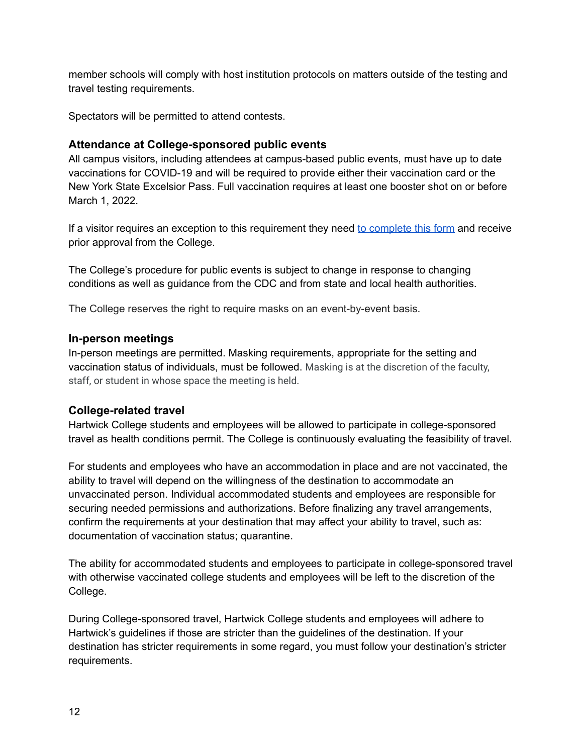member schools will comply with host institution protocols on matters outside of the testing and travel testing requirements.

Spectators will be permitted to attend contests.

### Attendance at College-sponsored public events

All campus visitors, including attendees at campus-based public events, must have up to date vaccinations for COVID-19 and will be required to provide either their vaccination card or the New York State Excelsior Pass. Full vaccination requires at least one booster shot on or before March 1, 2022.

If a visitor requires an exception to this requirement they need [to complete this form]() and receive prior approval from the College.

The College's procedure for public events is subject to change in response to changing conditions as well as guidance from the CDC and from state and local health authorities.

The College reserves the right to require masks on an event-by-event basis.

### In-person meetings

In-person meetings are permitted. Masking requirements, appropriate for the setting and vaccination status of individuals, must be followed. Masking is at the discretion of the faculty, staff, or student in whose space the meeting is held.

### College-related travel

Hartwick College students and employees will be allowed to participate in college-sponsored travel as health conditions permit. The College is continuously evaluating the feasibility of travel.

For students and employees who have an accommodation in place and are not vaccinated, the ability to travel will depend on the willingness of the destination to accommodate an unvaccinated person. Individual accommodated students and employees are responsible for securing needed permissions and authorizations. Before finalizing any travel arrangements, confirm the requirements at your destination that may affect your ability to travel, such as: documentation of vaccination status; quarantine.

The ability for accommodated students and employees to participate in college-sponsored travel with otherwise vaccinated college students and employees will be left to the discretion of the College.

During College-sponsored travel, Hartwick College students and employees will adhere to Hartwick's guidelines if those are stricter than the guidelines of the destination. If your destination has stricter requirements in some regard, you must follow your destination's stricter requirements.